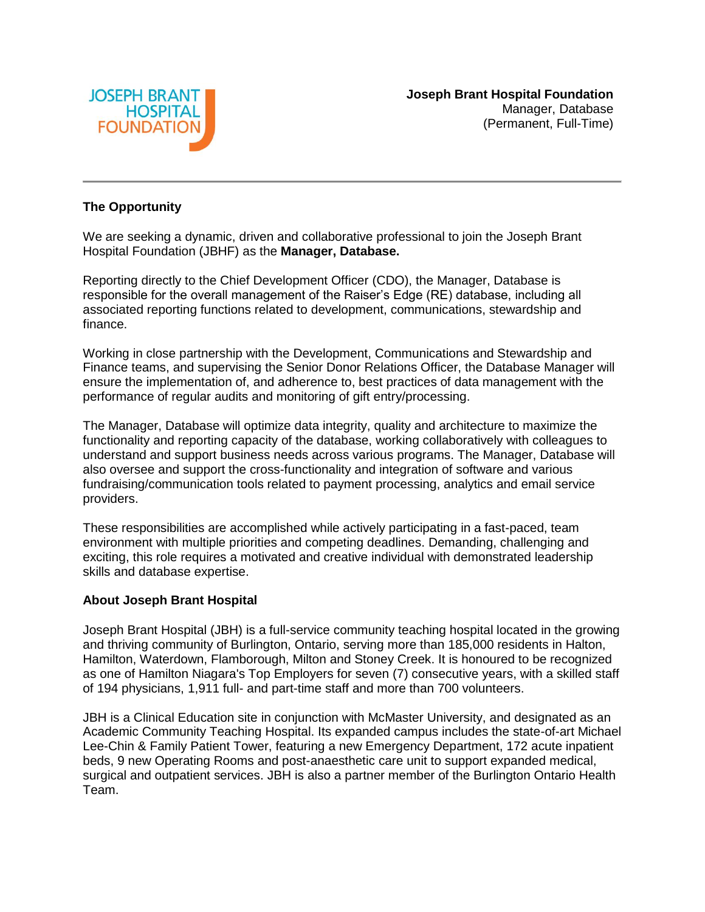**Joseph Brant Hospital Foundation**
Manager, Database
(Permanent, Full-Time)

---

## The Opportunity

We are seeking a dynamic, driven and collaborative professional to join the Joseph Brant Hospital Foundation (JBHF) as the **Manager, Database.**

Reporting directly to the Chief Development Officer (CDO), the Manager, Database is responsible for the overall management of the Raiser's Edge (RE) database, including all associated reporting functions related to development, communications, stewardship and finance.

Working in close partnership with the Development, Communications and Stewardship and Finance teams, and supervising the Senior Donor Relations Officer, the Database Manager will ensure the implementation of, and adherence to, best practices of data management with the performance of regular audits and monitoring of gift entry/processing.

The Manager, Database will optimize data integrity, quality and architecture to maximize the functionality and reporting capacity of the database, working collaboratively with colleagues to understand and support business needs across various programs. The Manager, Database will also oversee and support the cross-functionality and integration of software and various fundraising/communication tools related to payment processing, analytics and email service providers.

These responsibilities are accomplished while actively participating in a fast-paced, team environment with multiple priorities and competing deadlines. Demanding, challenging and exciting, this role requires a motivated and creative individual with demonstrated leadership skills and database expertise.

## About Joseph Brant Hospital

Joseph Brant Hospital (JBH) is a full-service community teaching hospital located in the growing and thriving community of Burlington, Ontario, serving more than 185,000 residents in Halton, Hamilton, Waterdown, Flamborough, Milton and Stoney Creek. It is honoured to be recognized as one of Hamilton Niagara's Top Employers for seven (7) consecutive years, with a skilled staff of 194 physicians, 1,911 full- and part-time staff and more than 700 volunteers.

JBH is a Clinical Education site in conjunction with McMaster University, and designated as an Academic Community Teaching Hospital. Its expanded campus includes the state-of-art Michael Lee-Chin & Family Patient Tower, featuring a new Emergency Department, 172 acute inpatient beds, 9 new Operating Rooms and post-anaesthetic care unit to support expanded medical, surgical and outpatient services. JBH is also a partner member of the Burlington Ontario Health Team.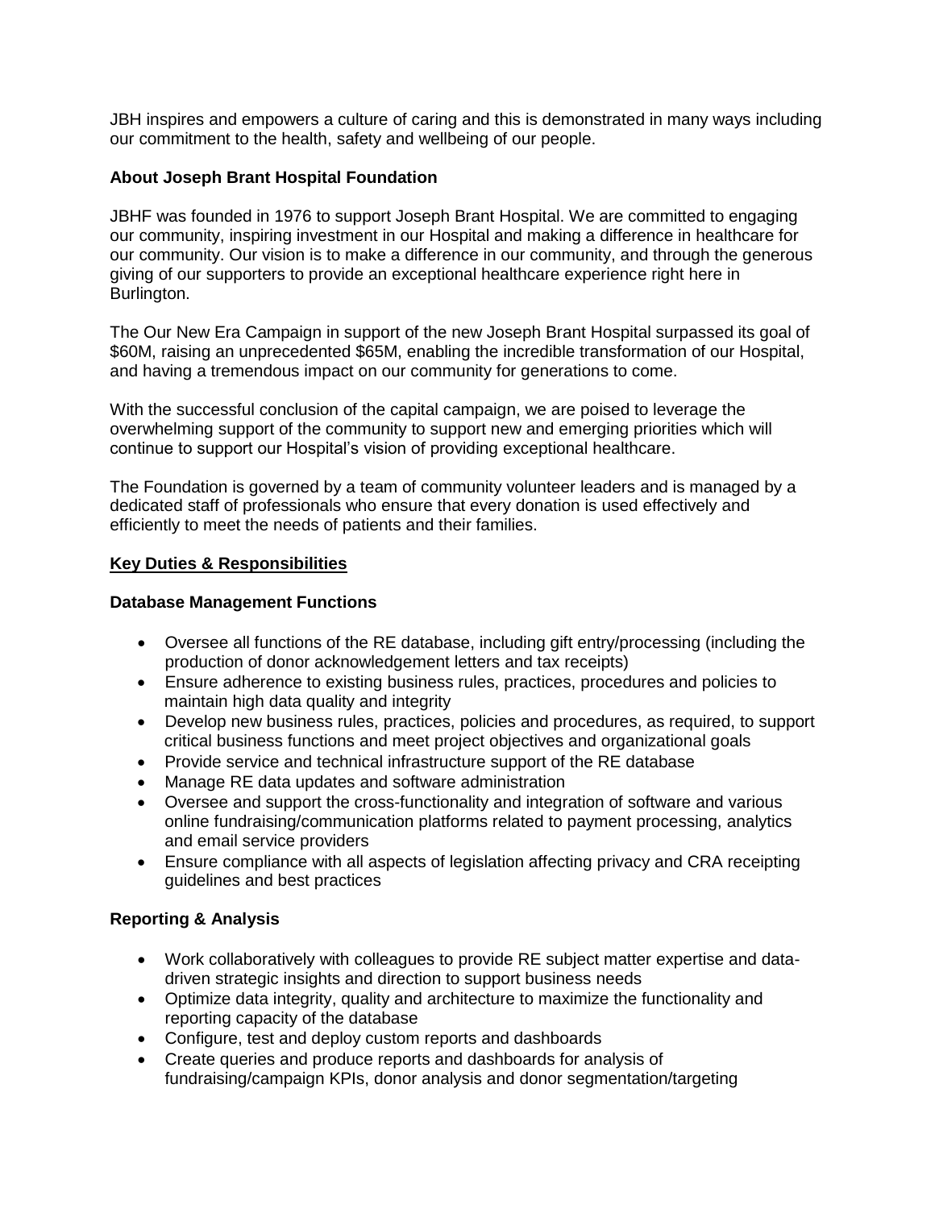JBH inspires and empowers a culture of caring and this is demonstrated in many ways including our commitment to the health, safety and wellbeing of our people.

**About Joseph Brant Hospital Foundation**

JBHF was founded in 1976 to support Joseph Brant Hospital. We are committed to engaging our community, inspiring investment in our Hospital and making a difference in healthcare for our community. Our vision is to make a difference in our community, and through the generous giving of our supporters to provide an exceptional healthcare experience right here in Burlington.

The Our New Era Campaign in support of the new Joseph Brant Hospital surpassed its goal of $60M, raising an unprecedented $65M, enabling the incredible transformation of our Hospital, and having a tremendous impact on our community for generations to come.

With the successful conclusion of the capital campaign, we are poised to leverage the overwhelming support of the community to support new and emerging priorities which will continue to support our Hospital's vision of providing exceptional healthcare.

The Foundation is governed by a team of community volunteer leaders and is managed by a dedicated staff of professionals who ensure that every donation is used effectively and efficiently to meet the needs of patients and their families.

**<u>Key Duties & Responsibilities</u>**

**Database Management Functions**

- Oversee all functions of the RE database, including gift entry/processing (including the production of donor acknowledgement letters and tax receipts)
- Ensure adherence to existing business rules, practices, procedures and policies to maintain high data quality and integrity
- Develop new business rules, practices, policies and procedures, as required, to support critical business functions and meet project objectives and organizational goals
- Provide service and technical infrastructure support of the RE database
- Manage RE data updates and software administration
- Oversee and support the cross-functionality and integration of software and various online fundraising/communication platforms related to payment processing, analytics and email service providers
- Ensure compliance with all aspects of legislation affecting privacy and CRA receipting guidelines and best practices

**Reporting & Analysis**

- Work collaboratively with colleagues to provide RE subject matter expertise and data-driven strategic insights and direction to support business needs
- Optimize data integrity, quality and architecture to maximize the functionality and reporting capacity of the database
- Configure, test and deploy custom reports and dashboards
- Create queries and produce reports and dashboards for analysis of fundraising/campaign KPIs, donor analysis and donor segmentation/targeting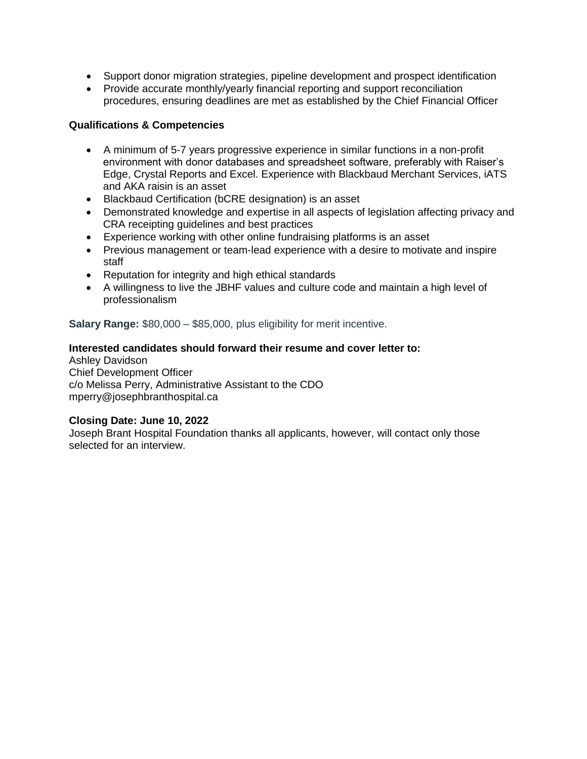- Support donor migration strategies, pipeline development and prospect identification
- Provide accurate monthly/yearly financial reporting and support reconciliation procedures, ensuring deadlines are met as established by the Chief Financial Officer

**Qualifications & Competencies**

- A minimum of 5-7 years progressive experience in similar functions in a non-profit environment with donor databases and spreadsheet software, preferably with Raiser's Edge, Crystal Reports and Excel. Experience with Blackbaud Merchant Services, iATS and AKA raisin is an asset
- Blackbaud Certification (bCRE designation) is an asset
- Demonstrated knowledge and expertise in all aspects of legislation affecting privacy and CRA receipting guidelines and best practices
- Experience working with other online fundraising platforms is an asset
- Previous management or team-lead experience with a desire to motivate and inspire staff
- Reputation for integrity and high ethical standards
- A willingness to live the JBHF values and culture code and maintain a high level of professionalism

**Salary Range:** $80,000 – $85,000, plus eligibility for merit incentive.

**Interested candidates should forward their resume and cover letter to:**
Ashley Davidson
Chief Development Officer
c/o Melissa Perry, Administrative Assistant to the CDO
mperry@josephbranthospital.ca

**Closing Date: June 10, 2022**
Joseph Brant Hospital Foundation thanks all applicants, however, will contact only those selected for an interview.